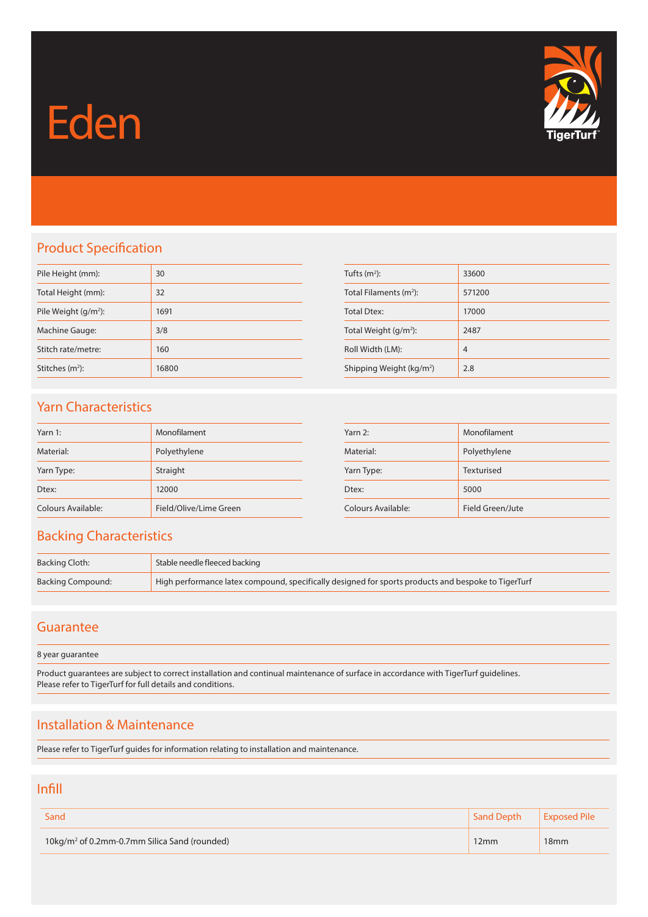# Eden

TigerTurf

## Product Specification

| | |
|---|---|
| Pile Height (mm): | 30 |
| Total Height (mm): | 32 |
| Pile Weight (g/m²): | 1691 |
| Machine Gauge: | 3/8 |
| Stitch rate/metre: | 160 |
| Stitches (m²): | 16800 |

| | |
|---|---|
| Tufts (m²): | 33600 |
| Total Filaments (m²): | 571200 |
| Total Dtex: | 17000 |
| Total Weight (g/m²): | 2487 |
| Roll Width (LM): | 4 |
| Shipping Weight (kg/m²) | 2.8 |

## Yarn Characteristics

| | |
|---|---|
| Yarn 1: | Monofilament |
| Material: | Polyethylene |
| Yarn Type: | Straight |
| Dtex: | 12000 |
| Colours Available: | Field/Olive/Lime Green |

| | |
|---|---|
| Yarn 2: | Monofilament |
| Material: | Polyethylene |
| Yarn Type: | Texturised |
| Dtex: | 5000 |
| Colours Available: | Field Green/Jute |

## Backing Characteristics

| | |
|---|---|
| Backing Cloth: | Stable needle fleeced backing |
| Backing Compound: | High performance latex compound, specifically designed for sports products and bespoke to TigerTurf |

## Guarantee

8 year guarantee

Product guarantees are subject to correct installation and continual maintenance of surface in accordance with TigerTurf guidelines.
Please refer to TigerTurf for full details and conditions.

## Installation & Maintenance

Please refer to TigerTurf guides for information relating to installation and maintenance.

## Infill

| Sand | Sand Depth | Exposed Pile |
|---|---|---|
| 10kg/m² of 0.2mm-0.7mm Silica Sand (rounded) | 12mm | 18mm |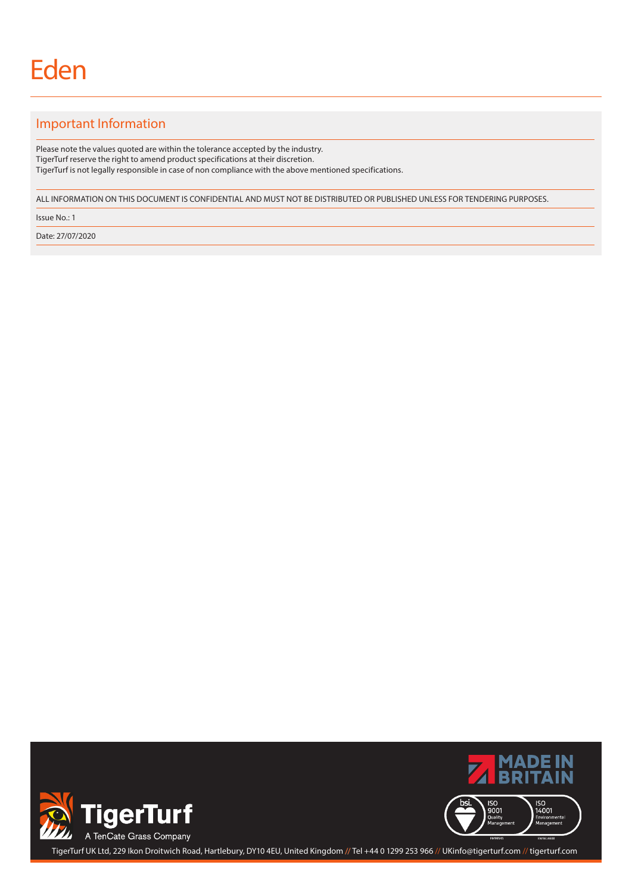# Eden

## Important Information

Please note the values quoted are within the tolerance accepted by the industry.
TigerTurf reserve the right to amend product specifications at their discretion.
TigerTurf is not legally responsible in case of non compliance with the above mentioned specifications.

ALL INFORMATION ON THIS DOCUMENT IS CONFIDENTIAL AND MUST NOT BE DISTRIBUTED OR PUBLISHED UNLESS FOR TENDERING PURPOSES.

Issue No.: 1

Date: 27/07/2020

TigerTurf

A TenCate Grass Company

MADE IN BRITAIN

ISO 9001 Quality Management

ISO 14001 Environmental Management

TigerTurf UK Ltd, 229 Ikon Droitwich Road, Hartlebury, DY10 4EU, United Kingdom // Tel +44 0 1299 253 966 // UKinfo@tigerturf.com // tigerturf.com